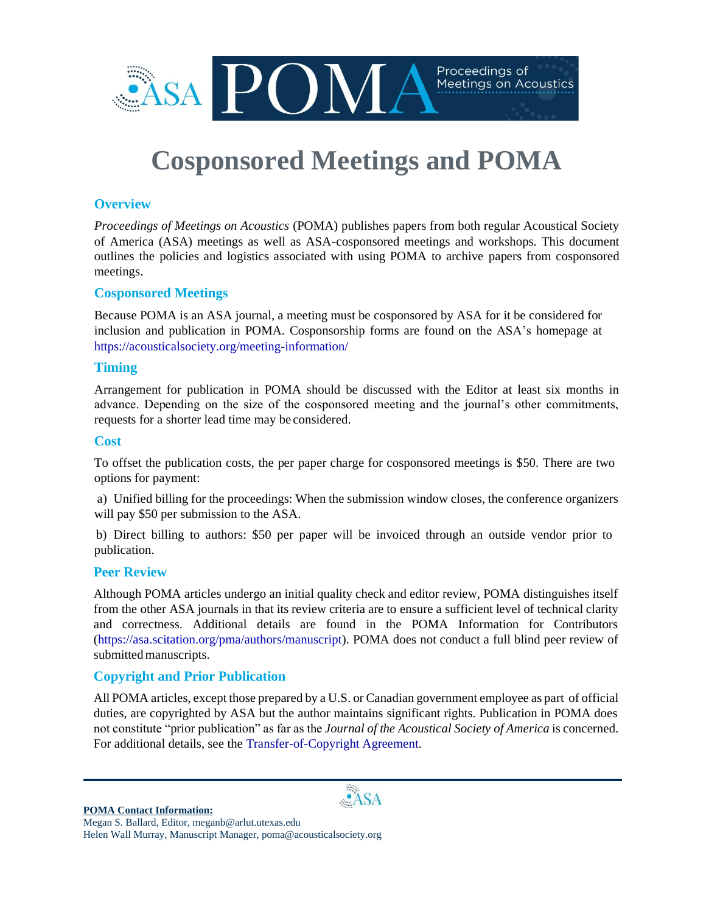# Cosponsored Meetings and POMA

## Overview

*Proceedings of Meetings on Acoustics* (POMA) publishes papers from both regular Acoustical Society of America (ASA) meetings as well as ASA-cosponsored meetings and workshops. This document outlines the policies and logistics associated with using POMA to archive papers from cosponsored meetings.

## Cosponsored Meetings

Because POMA is an ASA journal, a meeting must be cosponsored by ASA for it be considered for inclusion and publication in POMA. Cosponsorship forms are found on the ASA's homepage at https://acousticalsociety.org/meeting-information/

## Timing

Arrangement for publication in POMA should be discussed with the Editor at least six months in advance. Depending on the size of the cosponsored meeting and the journal's other commitments, requests for a shorter lead time may be considered.

## Cost

To offset the publication costs, the per paper charge for cosponsored meetings is $50. There are two options for payment:

a) Unified billing for the proceedings: When the submission window closes, the conference organizers will pay $50 per submission to the ASA.

b) Direct billing to authors: $50 per paper will be invoiced through an outside vendor prior to publication.

## Peer Review

Although POMA articles undergo an initial quality check and editor review, POMA distinguishes itself from the other ASA journals in that its review criteria are to ensure a sufficient level of technical clarity and correctness. Additional details are found in the POMA Information for Contributors (https://asa.scitation.org/pma/authors/manuscript). POMA does not conduct a full blind peer review of submitted manuscripts.

## Copyright and Prior Publication

All POMA articles, except those prepared by a U.S. or Canadian government employee as part of official duties, are copyrighted by ASA but the author maintains significant rights. Publication in POMA does not constitute "prior publication" as far as the *Journal of the Acoustical Society of America* is concerned. For additional details, see the Transfer-of-Copyright Agreement.

---

**POMA Contact Information:**
Megan S. Ballard, Editor, meganb@arlut.utexas.edu
Helen Wall Murray, Manuscript Manager, poma@acousticalsociety.org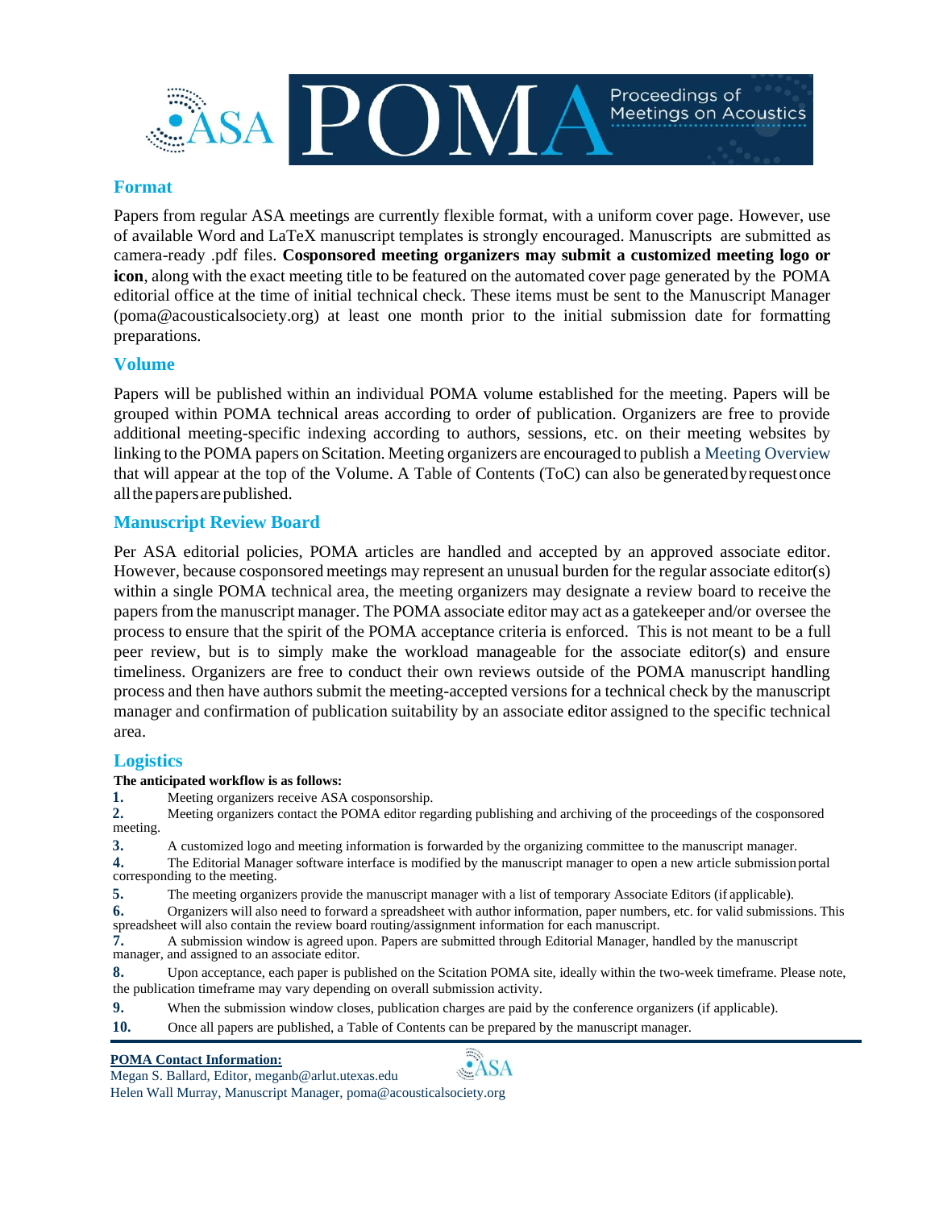## Format

Papers from regular ASA meetings are currently flexible format, with a uniform cover page. However, use of available Word and LaTeX manuscript templates is strongly encouraged. Manuscripts are submitted as camera-ready .pdf files. **Cosponsored meeting organizers may submit a customized meeting logo or icon**, along with the exact meeting title to be featured on the automated cover page generated by the POMA editorial office at the time of initial technical check. These items must be sent to the Manuscript Manager (poma@acousticalsociety.org) at least one month prior to the initial submission date for formatting preparations.

## Volume

Papers will be published within an individual POMA volume established for the meeting. Papers will be grouped within POMA technical areas according to order of publication. Organizers are free to provide additional meeting-specific indexing according to authors, sessions, etc. on their meeting websites by linking to the POMA papers on Scitation. Meeting organizers are encouraged to publish a Meeting Overview that will appear at the top of the Volume. A Table of Contents (ToC) can also be generated by request once all the papers are published.

## Manuscript Review Board

Per ASA editorial policies, POMA articles are handled and accepted by an approved associate editor. However, because cosponsored meetings may represent an unusual burden for the regular associate editor(s) within a single POMA technical area, the meeting organizers may designate a review board to receive the papers from the manuscript manager. The POMA associate editor may act as a gatekeeper and/or oversee the process to ensure that the spirit of the POMA acceptance criteria is enforced. This is not meant to be a full peer review, but is to simply make the workload manageable for the associate editor(s) and ensure timeliness. Organizers are free to conduct their own reviews outside of the POMA manuscript handling process and then have authors submit the meeting-accepted versions for a technical check by the manuscript manager and confirmation of publication suitability by an associate editor assigned to the specific technical area.

## Logistics

**The anticipated workflow is as follows:**

1. Meeting organizers receive ASA cosponsorship.
2. Meeting organizers contact the POMA editor regarding publishing and archiving of the proceedings of the cosponsored meeting.
3. A customized logo and meeting information is forwarded by the organizing committee to the manuscript manager.
4. The Editorial Manager software interface is modified by the manuscript manager to open a new article submission portal corresponding to the meeting.
5. The meeting organizers provide the manuscript manager with a list of temporary Associate Editors (if applicable).
6. Organizers will also need to forward a spreadsheet with author information, paper numbers, etc. for valid submissions. This spreadsheet will also contain the review board routing/assignment information for each manuscript.
7. A submission window is agreed upon. Papers are submitted through Editorial Manager, handled by the manuscript manager, and assigned to an associate editor.
8. Upon acceptance, each paper is published on the Scitation POMA site, ideally within the two-week timeframe. Please note, the publication timeframe may vary depending on overall submission activity.
9. When the submission window closes, publication charges are paid by the conference organizers (if applicable).
10. Once all papers are published, a Table of Contents can be prepared by the manuscript manager.

**POMA Contact Information:**

Megan S. Ballard, Editor, meganb@arlut.utexas.edu

Helen Wall Murray, Manuscript Manager, poma@acousticalsociety.org